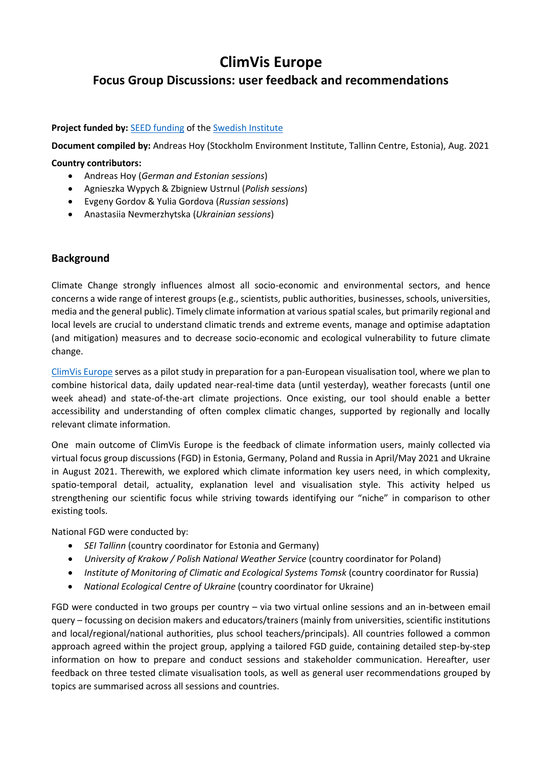# ClimVis Europe

## Focus Group Discussions: user feedback and recommendations

**Project funded by:** [SEED funding](#) of the [Swedish Institute](#)

**Document compiled by:** Andreas Hoy (Stockholm Environment Institute, Tallinn Centre, Estonia), Aug. 2021

**Country contributors:**

- Andreas Hoy (*German and Estonian sessions*)
- Agnieszka Wypych & Zbigniew Ustrnul (*Polish sessions*)
- Evgeny Gordov & Yulia Gordova (*Russian sessions*)
- Anastasiia Nevmerzhytska (*Ukrainian sessions*)

### Background

Climate Change strongly influences almost all socio-economic and environmental sectors, and hence concerns a wide range of interest groups (e.g., scientists, public authorities, businesses, schools, universities, media and the general public). Timely climate information at various spatial scales, but primarily regional and local levels are crucial to understand climatic trends and extreme events, manage and optimise adaptation (and mitigation) measures and to decrease socio-economic and ecological vulnerability to future climate change.

[ClimVis Europe](#) serves as a pilot study in preparation for a pan-European visualisation tool, where we plan to combine historical data, daily updated near-real-time data (until yesterday), weather forecasts (until one week ahead) and state-of-the-art climate projections. Once existing, our tool should enable a better accessibility and understanding of often complex climatic changes, supported by regionally and locally relevant climate information.

One main outcome of ClimVis Europe is the feedback of climate information users, mainly collected via virtual focus group discussions (FGD) in Estonia, Germany, Poland and Russia in April/May 2021 and Ukraine in August 2021. Therewith, we explored which climate information key users need, in which complexity, spatio-temporal detail, actuality, explanation level and visualisation style. This activity helped us strengthening our scientific focus while striving towards identifying our "niche" in comparison to other existing tools.

National FGD were conducted by:

- *SEI Tallinn* (country coordinator for Estonia and Germany)
- *University of Krakow / Polish National Weather Service* (country coordinator for Poland)
- *Institute of Monitoring of Climatic and Ecological Systems Tomsk* (country coordinator for Russia)
- *National Ecological Centre of Ukraine* (country coordinator for Ukraine)

FGD were conducted in two groups per country – via two virtual online sessions and an in-between email query – focussing on decision makers and educators/trainers (mainly from universities, scientific institutions and local/regional/national authorities, plus school teachers/principals). All countries followed a common approach agreed within the project group, applying a tailored FGD guide, containing detailed step-by-step information on how to prepare and conduct sessions and stakeholder communication. Hereafter, user feedback on three tested climate visualisation tools, as well as general user recommendations grouped by topics are summarised across all sessions and countries.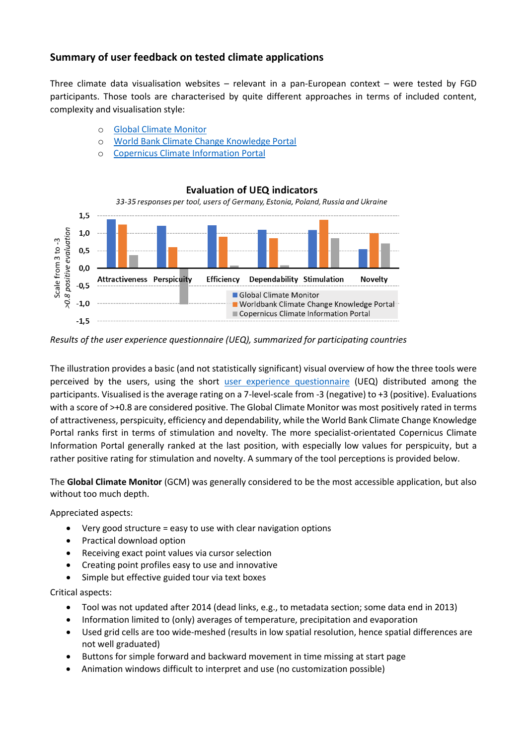## Summary of user feedback on tested climate applications

Three climate data visualisation websites – relevant in a pan-European context – were tested by FGD participants. Those tools are characterised by quite different approaches in terms of included content, complexity and visualisation style:

- Global Climate Monitor
- World Bank Climate Change Knowledge Portal
- Copernicus Climate Information Portal

**Evaluation of UEQ indicators**

*33-35 responses per tool, users of Germany, Estonia, Poland, Russia and Ukraine*

*Results of the user experience questionnaire (UEQ), summarized for participating countries*

The illustration provides a basic (and not statistically significant) visual overview of how the three tools were perceived by the users, using the short user experience questionnaire (UEQ) distributed among the participants. Visualised is the average rating on a 7-level-scale from -3 (negative) to +3 (positive). Evaluations with a score of >+0.8 are considered positive. The Global Climate Monitor was most positively rated in terms of attractiveness, perspicuity, efficiency and dependability, while the World Bank Climate Change Knowledge Portal ranks first in terms of stimulation and novelty. The more specialist-orientated Copernicus Climate Information Portal generally ranked at the last position, with especially low values for perspicuity, but a rather positive rating for stimulation and novelty. A summary of the tool perceptions is provided below.

The **Global Climate Monitor** (GCM) was generally considered to be the most accessible application, but also without too much depth.

Appreciated aspects:

- Very good structure = easy to use with clear navigation options
- Practical download option
- Receiving exact point values via cursor selection
- Creating point profiles easy to use and innovative
- Simple but effective guided tour via text boxes

Critical aspects:

- Tool was not updated after 2014 (dead links, e.g., to metadata section; some data end in 2013)
- Information limited to (only) averages of temperature, precipitation and evaporation
- Used grid cells are too wide-meshed (results in low spatial resolution, hence spatial differences are not well graduated)
- Buttons for simple forward and backward movement in time missing at start page
- Animation windows difficult to interpret and use (no customization possible)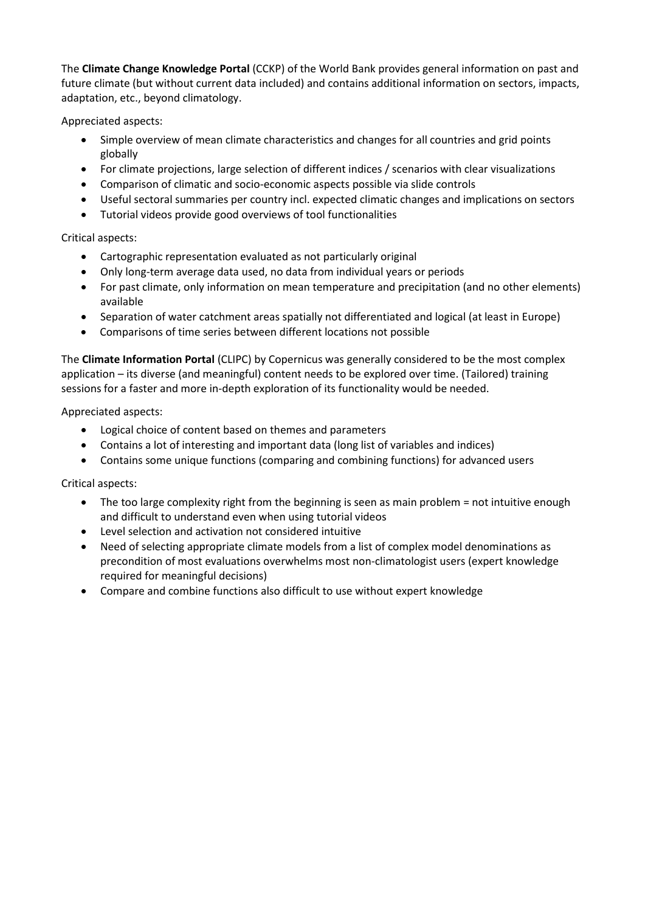The **Climate Change Knowledge Portal** (CCKP) of the World Bank provides general information on past and future climate (but without current data included) and contains additional information on sectors, impacts, adaptation, etc., beyond climatology.

Appreciated aspects:

- Simple overview of mean climate characteristics and changes for all countries and grid points globally
- For climate projections, large selection of different indices / scenarios with clear visualizations
- Comparison of climatic and socio-economic aspects possible via slide controls
- Useful sectoral summaries per country incl. expected climatic changes and implications on sectors
- Tutorial videos provide good overviews of tool functionalities

Critical aspects:

- Cartographic representation evaluated as not particularly original
- Only long-term average data used, no data from individual years or periods
- For past climate, only information on mean temperature and precipitation (and no other elements) available
- Separation of water catchment areas spatially not differentiated and logical (at least in Europe)
- Comparisons of time series between different locations not possible

The **Climate Information Portal** (CLIPC) by Copernicus was generally considered to be the most complex application – its diverse (and meaningful) content needs to be explored over time. (Tailored) training sessions for a faster and more in-depth exploration of its functionality would be needed.

Appreciated aspects:

- Logical choice of content based on themes and parameters
- Contains a lot of interesting and important data (long list of variables and indices)
- Contains some unique functions (comparing and combining functions) for advanced users

Critical aspects:

- The too large complexity right from the beginning is seen as main problem = not intuitive enough and difficult to understand even when using tutorial videos
- Level selection and activation not considered intuitive
- Need of selecting appropriate climate models from a list of complex model denominations as precondition of most evaluations overwhelms most non-climatologist users (expert knowledge required for meaningful decisions)
- Compare and combine functions also difficult to use without expert knowledge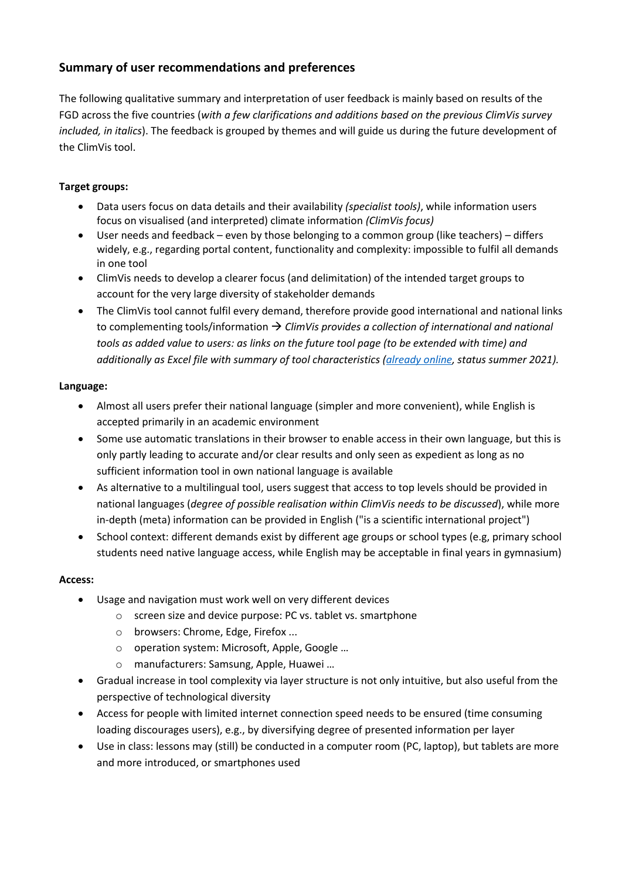## Summary of user recommendations and preferences

The following qualitative summary and interpretation of user feedback is mainly based on results of the FGD across the five countries (*with a few clarifications and additions based on the previous ClimVis survey included, in italics*). The feedback is grouped by themes and will guide us during the future development of the ClimVis tool.

**Target groups:**

- Data users focus on data details and their availability *(specialist tools)*, while information users focus on visualised (and interpreted) climate information *(ClimVis focus)*
- User needs and feedback – even by those belonging to a common group (like teachers) – differs widely, e.g., regarding portal content, functionality and complexity: impossible to fulfil all demands in one tool
- ClimVis needs to develop a clearer focus (and delimitation) of the intended target groups to account for the very large diversity of stakeholder demands
- The ClimVis tool cannot fulfil every demand, therefore provide good international and national links to complementing tools/information → *ClimVis provides a collection of international and national tools as added value to users: as links on the future tool page (to be extended with time) and additionally as Excel file with summary of tool characteristics (already online, status summer 2021).*

**Language:**

- Almost all users prefer their national language (simpler and more convenient), while English is accepted primarily in an academic environment
- Some use automatic translations in their browser to enable access in their own language, but this is only partly leading to accurate and/or clear results and only seen as expedient as long as no sufficient information tool in own national language is available
- As alternative to a multilingual tool, users suggest that access to top levels should be provided in national languages (*degree of possible realisation within ClimVis needs to be discussed*), while more in-depth (meta) information can be provided in English ("is a scientific international project")
- School context: different demands exist by different age groups or school types (e.g, primary school students need native language access, while English may be acceptable in final years in gymnasium)

**Access:**

- Usage and navigation must work well on very different devices
  - screen size and device purpose: PC vs. tablet vs. smartphone
  - browsers: Chrome, Edge, Firefox ...
  - operation system: Microsoft, Apple, Google …
  - manufacturers: Samsung, Apple, Huawei …
- Gradual increase in tool complexity via layer structure is not only intuitive, but also useful from the perspective of technological diversity
- Access for people with limited internet connection speed needs to be ensured (time consuming loading discourages users), e.g., by diversifying degree of presented information per layer
- Use in class: lessons may (still) be conducted in a computer room (PC, laptop), but tablets are more and more introduced, or smartphones used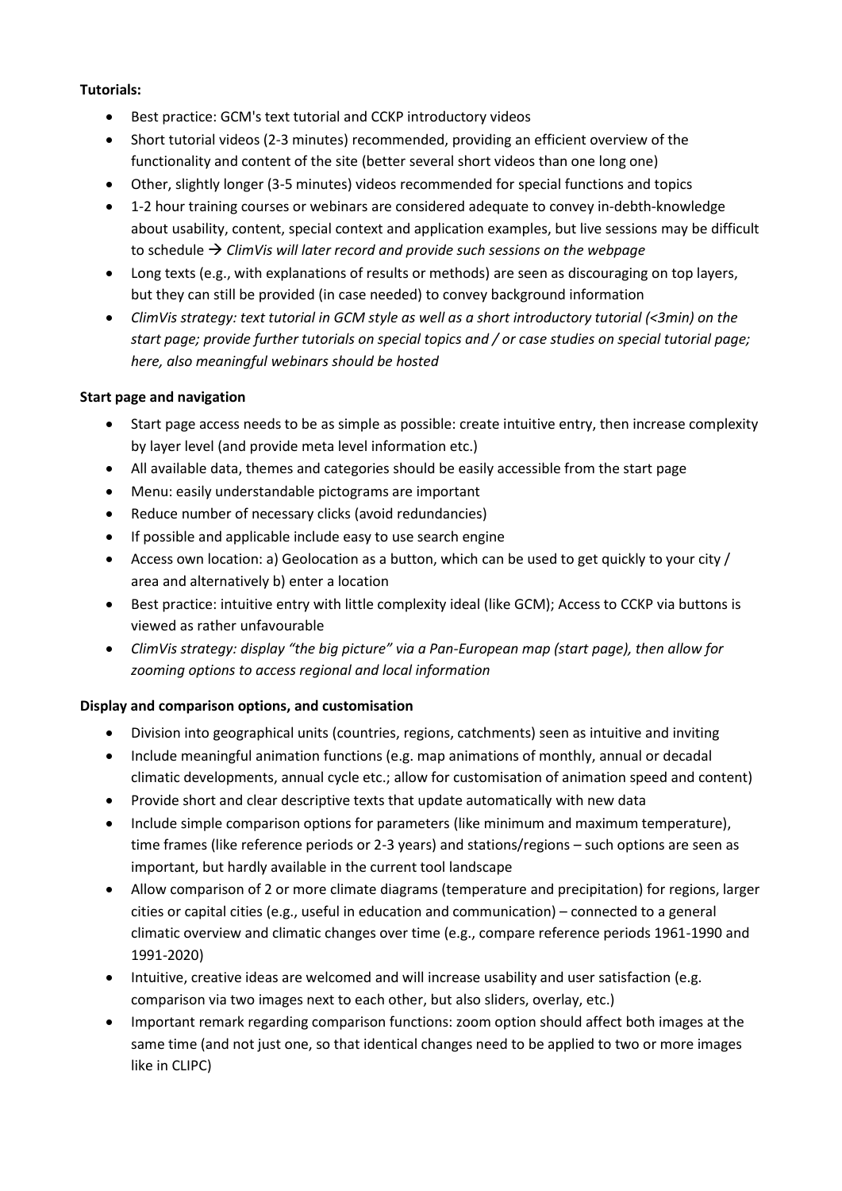**Tutorials:**

- Best practice: GCM's text tutorial and CCKP introductory videos
- Short tutorial videos (2-3 minutes) recommended, providing an efficient overview of the functionality and content of the site (better several short videos than one long one)
- Other, slightly longer (3-5 minutes) videos recommended for special functions and topics
- 1-2 hour training courses or webinars are considered adequate to convey in-debth-knowledge about usability, content, special context and application examples, but live sessions may be difficult to schedule → *ClimVis will later record and provide such sessions on the webpage*
- Long texts (e.g., with explanations of results or methods) are seen as discouraging on top layers, but they can still be provided (in case needed) to convey background information
- *ClimVis strategy: text tutorial in GCM style as well as a short introductory tutorial (<3min) on the start page; provide further tutorials on special topics and / or case studies on special tutorial page; here, also meaningful webinars should be hosted*

**Start page and navigation**

- Start page access needs to be as simple as possible: create intuitive entry, then increase complexity by layer level (and provide meta level information etc.)
- All available data, themes and categories should be easily accessible from the start page
- Menu: easily understandable pictograms are important
- Reduce number of necessary clicks (avoid redundancies)
- If possible and applicable include easy to use search engine
- Access own location: a) Geolocation as a button, which can be used to get quickly to your city / area and alternatively b) enter a location
- Best practice: intuitive entry with little complexity ideal (like GCM); Access to CCKP via buttons is viewed as rather unfavourable
- *ClimVis strategy: display "the big picture" via a Pan-European map (start page), then allow for zooming options to access regional and local information*

**Display and comparison options, and customisation**

- Division into geographical units (countries, regions, catchments) seen as intuitive and inviting
- Include meaningful animation functions (e.g. map animations of monthly, annual or decadal climatic developments, annual cycle etc.; allow for customisation of animation speed and content)
- Provide short and clear descriptive texts that update automatically with new data
- Include simple comparison options for parameters (like minimum and maximum temperature), time frames (like reference periods or 2-3 years) and stations/regions – such options are seen as important, but hardly available in the current tool landscape
- Allow comparison of 2 or more climate diagrams (temperature and precipitation) for regions, larger cities or capital cities (e.g., useful in education and communication) – connected to a general climatic overview and climatic changes over time (e.g., compare reference periods 1961-1990 and 1991-2020)
- Intuitive, creative ideas are welcomed and will increase usability and user satisfaction (e.g. comparison via two images next to each other, but also sliders, overlay, etc.)
- Important remark regarding comparison functions: zoom option should affect both images at the same time (and not just one, so that identical changes need to be applied to two or more images like in CLIPC)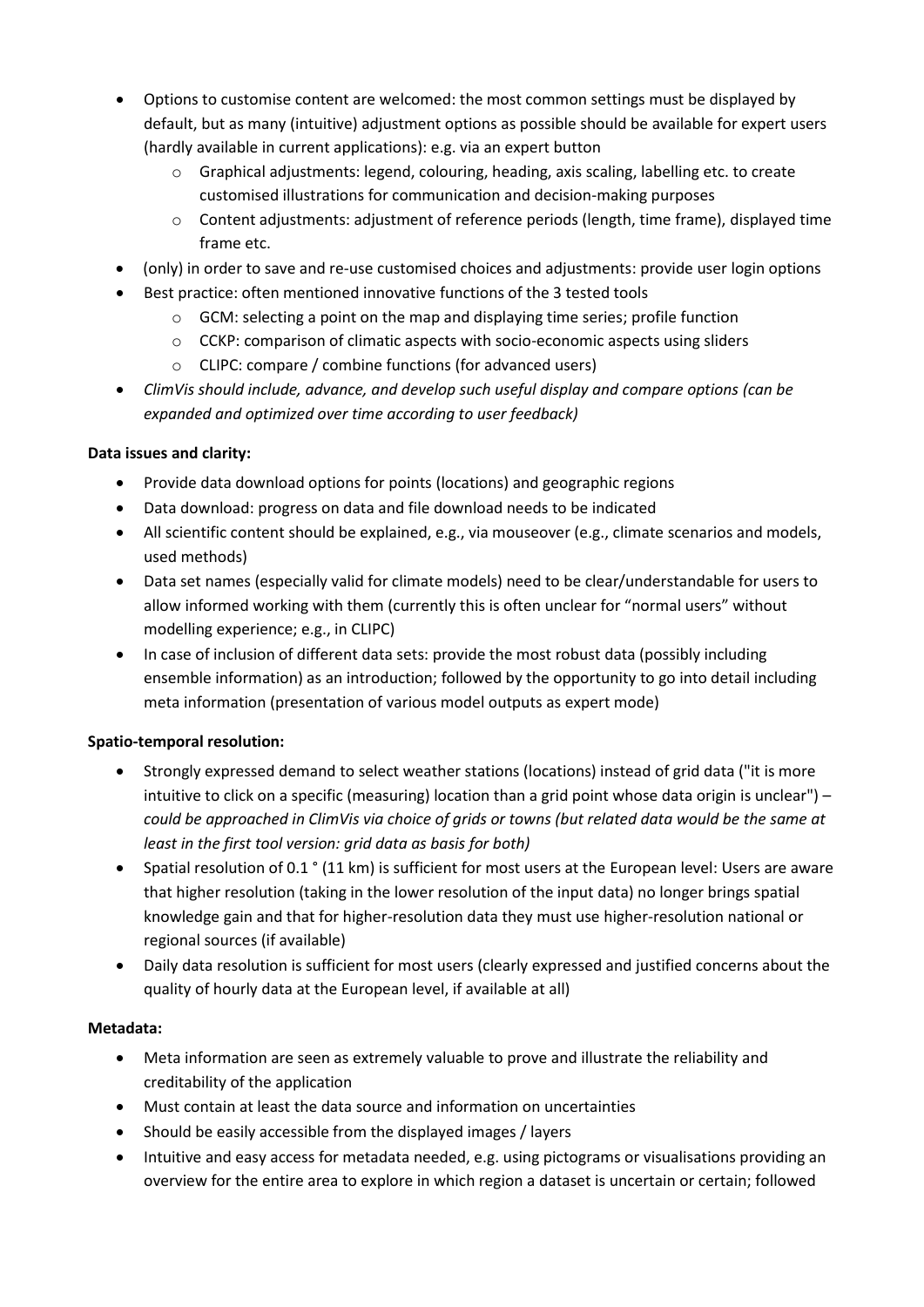- Options to customise content are welcomed: the most common settings must be displayed by default, but as many (intuitive) adjustment options as possible should be available for expert users (hardly available in current applications): e.g. via an expert button
  - Graphical adjustments: legend, colouring, heading, axis scaling, labelling etc. to create customised illustrations for communication and decision-making purposes
  - Content adjustments: adjustment of reference periods (length, time frame), displayed time frame etc.
- (only) in order to save and re-use customised choices and adjustments: provide user login options
- Best practice: often mentioned innovative functions of the 3 tested tools
  - GCM: selecting a point on the map and displaying time series; profile function
  - CCKP: comparison of climatic aspects with socio-economic aspects using sliders
  - CLIPC: compare / combine functions (for advanced users)
- *ClimVis should include, advance, and develop such useful display and compare options (can be expanded and optimized over time according to user feedback)*

**Data issues and clarity:**

- Provide data download options for points (locations) and geographic regions
- Data download: progress on data and file download needs to be indicated
- All scientific content should be explained, e.g., via mouseover (e.g., climate scenarios and models, used methods)
- Data set names (especially valid for climate models) need to be clear/understandable for users to allow informed working with them (currently this is often unclear for "normal users" without modelling experience; e.g., in CLIPC)
- In case of inclusion of different data sets: provide the most robust data (possibly including ensemble information) as an introduction; followed by the opportunity to go into detail including meta information (presentation of various model outputs as expert mode)

**Spatio-temporal resolution:**

- Strongly expressed demand to select weather stations (locations) instead of grid data ("it is more intuitive to click on a specific (measuring) location than a grid point whose data origin is unclear") – *could be approached in ClimVis via choice of grids or towns (but related data would be the same at least in the first tool version: grid data as basis for both)*
- Spatial resolution of 0.1 ° (11 km) is sufficient for most users at the European level: Users are aware that higher resolution (taking in the lower resolution of the input data) no longer brings spatial knowledge gain and that for higher-resolution data they must use higher-resolution national or regional sources (if available)
- Daily data resolution is sufficient for most users (clearly expressed and justified concerns about the quality of hourly data at the European level, if available at all)

**Metadata:**

- Meta information are seen as extremely valuable to prove and illustrate the reliability and creditability of the application
- Must contain at least the data source and information on uncertainties
- Should be easily accessible from the displayed images / layers
- Intuitive and easy access for metadata needed, e.g. using pictograms or visualisations providing an overview for the entire area to explore in which region a dataset is uncertain or certain; followed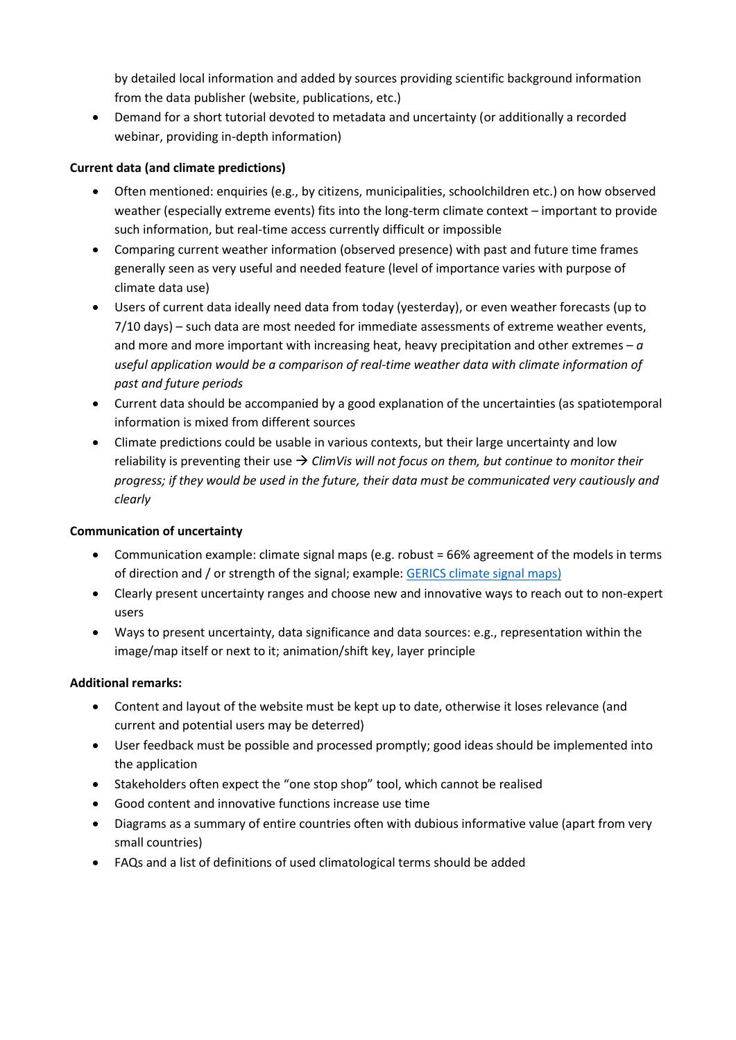by detailed local information and added by sources providing scientific background information from the data publisher (website, publications, etc.)

- Demand for a short tutorial devoted to metadata and uncertainty (or additionally a recorded webinar, providing in-depth information)

**Current data (and climate predictions)**

- Often mentioned: enquiries (e.g., by citizens, municipalities, schoolchildren etc.) on how observed weather (especially extreme events) fits into the long-term climate context – important to provide such information, but real-time access currently difficult or impossible
- Comparing current weather information (observed presence) with past and future time frames generally seen as very useful and needed feature (level of importance varies with purpose of climate data use)
- Users of current data ideally need data from today (yesterday), or even weather forecasts (up to 7/10 days) – such data are most needed for immediate assessments of extreme weather events, and more and more important with increasing heat, heavy precipitation and other extremes – *a useful application would be a comparison of real-time weather data with climate information of past and future periods*
- Current data should be accompanied by a good explanation of the uncertainties (as spatiotemporal information is mixed from different sources
- Climate predictions could be usable in various contexts, but their large uncertainty and low reliability is preventing their use → *ClimVis will not focus on them, but continue to monitor their progress; if they would be used in the future, their data must be communicated very cautiously and clearly*

**Communication of uncertainty**

- Communication example: climate signal maps (e.g. robust = 66% agreement of the models in terms of direction and / or strength of the signal; example: GERICS climate signal maps)
- Clearly present uncertainty ranges and choose new and innovative ways to reach out to non-expert users
- Ways to present uncertainty, data significance and data sources: e.g., representation within the image/map itself or next to it; animation/shift key, layer principle

**Additional remarks:**

- Content and layout of the website must be kept up to date, otherwise it loses relevance (and current and potential users may be deterred)
- User feedback must be possible and processed promptly; good ideas should be implemented into the application
- Stakeholders often expect the "one stop shop" tool, which cannot be realised
- Good content and innovative functions increase use time
- Diagrams as a summary of entire countries often with dubious informative value (apart from very small countries)
- FAQs and a list of definitions of used climatological terms should be added